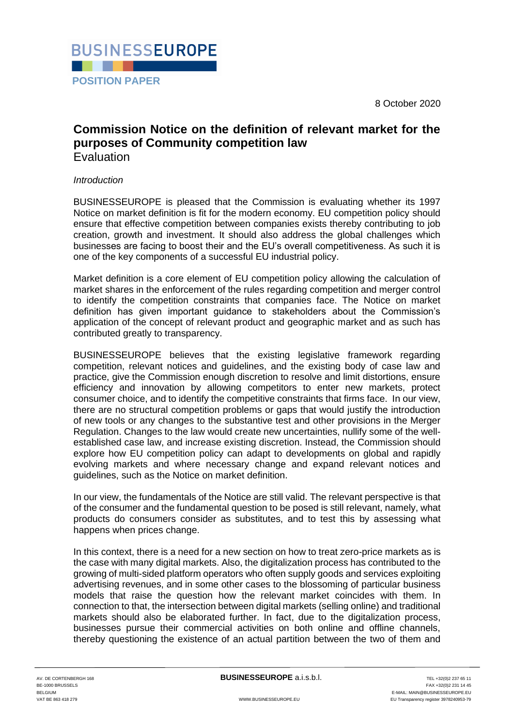BUSINESSEUROPE

POSITION PAPER

8 October 2020

# Commission Notice on the definition of relevant market for the purposes of Community competition law

Evaluation

*Introduction*

BUSINESSEUROPE is pleased that the Commission is evaluating whether its 1997 Notice on market definition is fit for the modern economy. EU competition policy should ensure that effective competition between companies exists thereby contributing to job creation, growth and investment. It should also address the global challenges which businesses are facing to boost their and the EU's overall competitiveness. As such it is one of the key components of a successful EU industrial policy.

Market definition is a core element of EU competition policy allowing the calculation of market shares in the enforcement of the rules regarding competition and merger control to identify the competition constraints that companies face. The Notice on market definition has given important guidance to stakeholders about the Commission's application of the concept of relevant product and geographic market and as such has contributed greatly to transparency.

BUSINESSEUROPE believes that the existing legislative framework regarding competition, relevant notices and guidelines, and the existing body of case law and practice, give the Commission enough discretion to resolve and limit distortions, ensure efficiency and innovation by allowing competitors to enter new markets, protect consumer choice, and to identify the competitive constraints that firms face. In our view, there are no structural competition problems or gaps that would justify the introduction of new tools or any changes to the substantive test and other provisions in the Merger Regulation. Changes to the law would create new uncertainties, nullify some of the well-established case law, and increase existing discretion. Instead, the Commission should explore how EU competition policy can adapt to developments on global and rapidly evolving markets and where necessary change and expand relevant notices and guidelines, such as the Notice on market definition.

In our view, the fundamentals of the Notice are still valid. The relevant perspective is that of the consumer and the fundamental question to be posed is still relevant, namely, what products do consumers consider as substitutes, and to test this by assessing what happens when prices change.

In this context, there is a need for a new section on how to treat zero-price markets as is the case with many digital markets. Also, the digitalization process has contributed to the growing of multi-sided platform operators who often supply goods and services exploiting advertising revenues, and in some other cases to the blossoming of particular business models that raise the question how the relevant market coincides with them. In connection to that, the intersection between digital markets (selling online) and traditional markets should also be elaborated further. In fact, due to the digitalization process, businesses pursue their commercial activities on both online and offline channels, thereby questioning the existence of an actual partition between the two of them and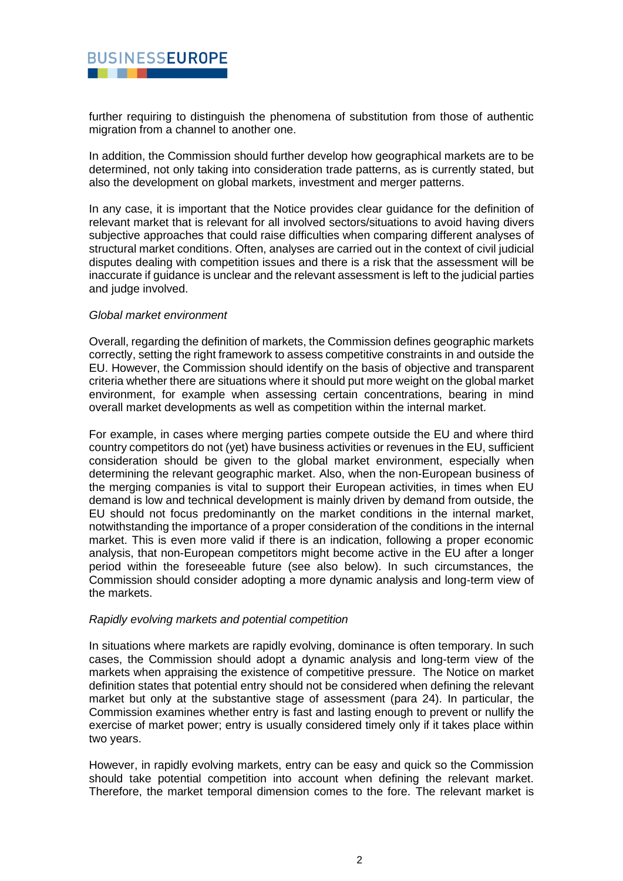further requiring to distinguish the phenomena of substitution from those of authentic migration from a channel to another one.

In addition, the Commission should further develop how geographical markets are to be determined, not only taking into consideration trade patterns, as is currently stated, but also the development on global markets, investment and merger patterns.

In any case, it is important that the Notice provides clear guidance for the definition of relevant market that is relevant for all involved sectors/situations to avoid having divers subjective approaches that could raise difficulties when comparing different analyses of structural market conditions. Often, analyses are carried out in the context of civil judicial disputes dealing with competition issues and there is a risk that the assessment will be inaccurate if guidance is unclear and the relevant assessment is left to the judicial parties and judge involved.

*Global market environment*

Overall, regarding the definition of markets, the Commission defines geographic markets correctly, setting the right framework to assess competitive constraints in and outside the EU. However, the Commission should identify on the basis of objective and transparent criteria whether there are situations where it should put more weight on the global market environment, for example when assessing certain concentrations, bearing in mind overall market developments as well as competition within the internal market.

For example, in cases where merging parties compete outside the EU and where third country competitors do not (yet) have business activities or revenues in the EU, sufficient consideration should be given to the global market environment, especially when determining the relevant geographic market. Also, when the non-European business of the merging companies is vital to support their European activities, in times when EU demand is low and technical development is mainly driven by demand from outside, the EU should not focus predominantly on the market conditions in the internal market, notwithstanding the importance of a proper consideration of the conditions in the internal market. This is even more valid if there is an indication, following a proper economic analysis, that non-European competitors might become active in the EU after a longer period within the foreseeable future (see also below). In such circumstances, the Commission should consider adopting a more dynamic analysis and long-term view of the markets.

*Rapidly evolving markets and potential competition*

In situations where markets are rapidly evolving, dominance is often temporary. In such cases, the Commission should adopt a dynamic analysis and long-term view of the markets when appraising the existence of competitive pressure. The Notice on market definition states that potential entry should not be considered when defining the relevant market but only at the substantive stage of assessment (para 24). In particular, the Commission examines whether entry is fast and lasting enough to prevent or nullify the exercise of market power; entry is usually considered timely only if it takes place within two years.

However, in rapidly evolving markets, entry can be easy and quick so the Commission should take potential competition into account when defining the relevant market. Therefore, the market temporal dimension comes to the fore. The relevant market is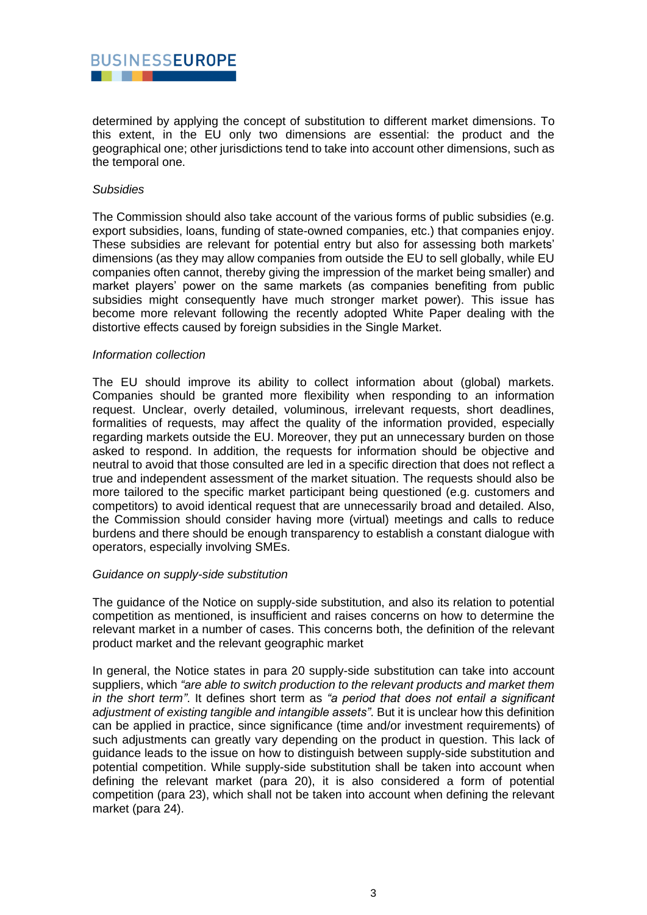determined by applying the concept of substitution to different market dimensions. To this extent, in the EU only two dimensions are essential: the product and the geographical one; other jurisdictions tend to take into account other dimensions, such as the temporal one.

*Subsidies*

The Commission should also take account of the various forms of public subsidies (e.g. export subsidies, loans, funding of state-owned companies, etc.) that companies enjoy. These subsidies are relevant for potential entry but also for assessing both markets' dimensions (as they may allow companies from outside the EU to sell globally, while EU companies often cannot, thereby giving the impression of the market being smaller) and market players' power on the same markets (as companies benefiting from public subsidies might consequently have much stronger market power). This issue has become more relevant following the recently adopted White Paper dealing with the distortive effects caused by foreign subsidies in the Single Market.

*Information collection*

The EU should improve its ability to collect information about (global) markets. Companies should be granted more flexibility when responding to an information request. Unclear, overly detailed, voluminous, irrelevant requests, short deadlines, formalities of requests, may affect the quality of the information provided, especially regarding markets outside the EU. Moreover, they put an unnecessary burden on those asked to respond. In addition, the requests for information should be objective and neutral to avoid that those consulted are led in a specific direction that does not reflect a true and independent assessment of the market situation. The requests should also be more tailored to the specific market participant being questioned (e.g. customers and competitors) to avoid identical request that are unnecessarily broad and detailed. Also, the Commission should consider having more (virtual) meetings and calls to reduce burdens and there should be enough transparency to establish a constant dialogue with operators, especially involving SMEs.

*Guidance on supply-side substitution*

The guidance of the Notice on supply-side substitution, and also its relation to potential competition as mentioned, is insufficient and raises concerns on how to determine the relevant market in a number of cases. This concerns both, the definition of the relevant product market and the relevant geographic market

In general, the Notice states in para 20 supply-side substitution can take into account suppliers, which *"are able to switch production to the relevant products and market them in the short term"*. It defines short term as *"a period that does not entail a significant adjustment of existing tangible and intangible assets"*. But it is unclear how this definition can be applied in practice, since significance (time and/or investment requirements) of such adjustments can greatly vary depending on the product in question. This lack of guidance leads to the issue on how to distinguish between supply-side substitution and potential competition. While supply-side substitution shall be taken into account when defining the relevant market (para 20), it is also considered a form of potential competition (para 23), which shall not be taken into account when defining the relevant market (para 24).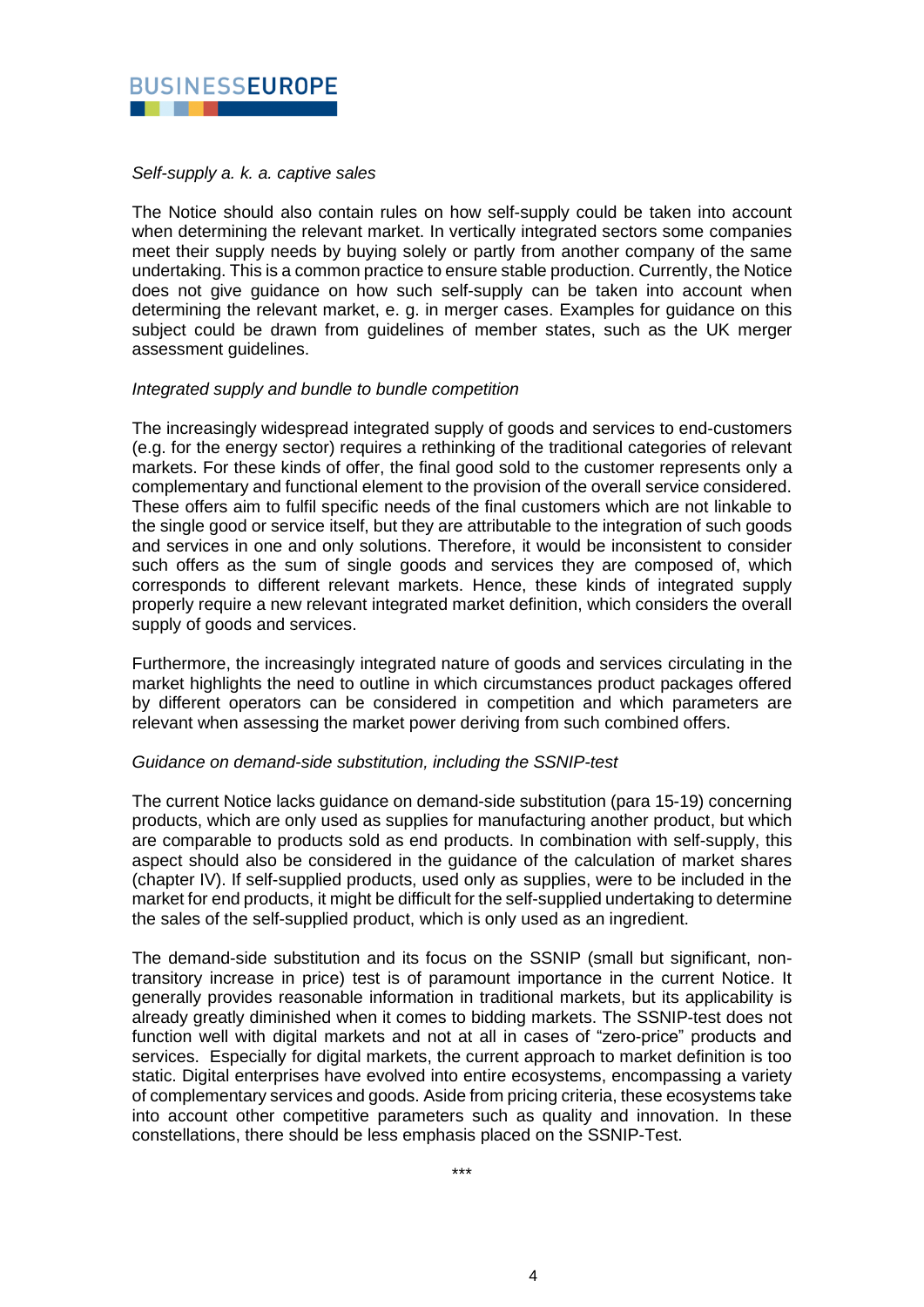*Self-supply a. k. a. captive sales*

The Notice should also contain rules on how self-supply could be taken into account when determining the relevant market. In vertically integrated sectors some companies meet their supply needs by buying solely or partly from another company of the same undertaking. This is a common practice to ensure stable production. Currently, the Notice does not give guidance on how such self-supply can be taken into account when determining the relevant market, e. g. in merger cases. Examples for guidance on this subject could be drawn from guidelines of member states, such as the UK merger assessment guidelines.

*Integrated supply and bundle to bundle competition*

The increasingly widespread integrated supply of goods and services to end-customers (e.g. for the energy sector) requires a rethinking of the traditional categories of relevant markets. For these kinds of offer, the final good sold to the customer represents only a complementary and functional element to the provision of the overall service considered. These offers aim to fulfil specific needs of the final customers which are not linkable to the single good or service itself, but they are attributable to the integration of such goods and services in one and only solutions. Therefore, it would be inconsistent to consider such offers as the sum of single goods and services they are composed of, which corresponds to different relevant markets. Hence, these kinds of integrated supply properly require a new relevant integrated market definition, which considers the overall supply of goods and services.

Furthermore, the increasingly integrated nature of goods and services circulating in the market highlights the need to outline in which circumstances product packages offered by different operators can be considered in competition and which parameters are relevant when assessing the market power deriving from such combined offers.

*Guidance on demand-side substitution, including the SSNIP-test*

The current Notice lacks guidance on demand-side substitution (para 15-19) concerning products, which are only used as supplies for manufacturing another product, but which are comparable to products sold as end products. In combination with self-supply, this aspect should also be considered in the guidance of the calculation of market shares (chapter IV). If self-supplied products, used only as supplies, were to be included in the market for end products, it might be difficult for the self-supplied undertaking to determine the sales of the self-supplied product, which is only used as an ingredient.

The demand-side substitution and its focus on the SSNIP (small but significant, non-transitory increase in price) test is of paramount importance in the current Notice. It generally provides reasonable information in traditional markets, but its applicability is already greatly diminished when it comes to bidding markets. The SSNIP-test does not function well with digital markets and not at all in cases of "zero-price" products and services. Especially for digital markets, the current approach to market definition is too static. Digital enterprises have evolved into entire ecosystems, encompassing a variety of complementary services and goods. Aside from pricing criteria, these ecosystems take into account other competitive parameters such as quality and innovation. In these constellations, there should be less emphasis placed on the SSNIP-Test.

***